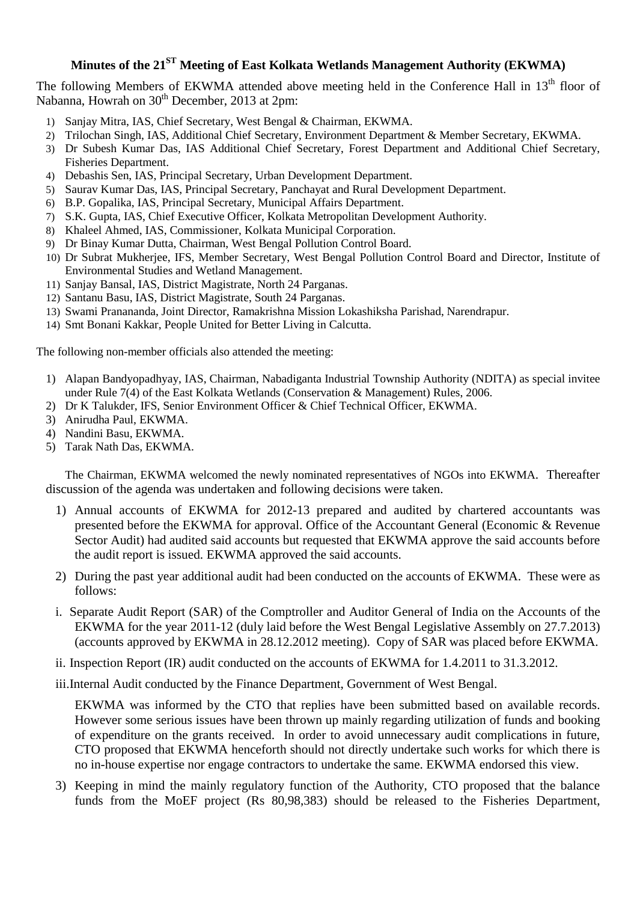# Minutes of the 21ST Meeting of East Kolkata Wetlands Management Authority (EKWMA)

The following Members of EKWMA attended above meeting held in the Conference Hall in 13th floor of Nabanna, Howrah on 30th December, 2013 at 2pm:

1) Sanjay Mitra, IAS, Chief Secretary, West Bengal & Chairman, EKWMA.
2) Trilochan Singh, IAS, Additional Chief Secretary, Environment Department & Member Secretary, EKWMA.
3) Dr Subesh Kumar Das, IAS Additional Chief Secretary, Forest Department and Additional Chief Secretary, Fisheries Department.
4) Debashis Sen, IAS, Principal Secretary, Urban Development Department.
5) Saurav Kumar Das, IAS, Principal Secretary, Panchayat and Rural Development Department.
6) B.P. Gopalika, IAS, Principal Secretary, Municipal Affairs Department.
7) S.K. Gupta, IAS, Chief Executive Officer, Kolkata Metropolitan Development Authority.
8) Khaleel Ahmed, IAS, Commissioner, Kolkata Municipal Corporation.
9) Dr Binay Kumar Dutta, Chairman, West Bengal Pollution Control Board.
10) Dr Subrat Mukherjee, IFS, Member Secretary, West Bengal Pollution Control Board and Director, Institute of Environmental Studies and Wetland Management.
11) Sanjay Bansal, IAS, District Magistrate, North 24 Parganas.
12) Santanu Basu, IAS, District Magistrate, South 24 Parganas.
13) Swami Pranananda, Joint Director, Ramakrishna Mission Lokashiksha Parishad, Narendrapur.
14) Smt Bonani Kakkar, People United for Better Living in Calcutta.

The following non-member officials also attended the meeting:

1) Alapan Bandyopadhyay, IAS, Chairman, Nabadiganta Industrial Township Authority (NDITA) as special invitee under Rule 7(4) of the East Kolkata Wetlands (Conservation & Management) Rules, 2006.
2) Dr K Talukder, IFS, Senior Environment Officer & Chief Technical Officer, EKWMA.
3) Anirudha Paul, EKWMA.
4) Nandini Basu, EKWMA.
5) Tarak Nath Das, EKWMA.

The Chairman, EKWMA welcomed the newly nominated representatives of NGOs into EKWMA. Thereafter discussion of the agenda was undertaken and following decisions were taken.

1) Annual accounts of EKWMA for 2012-13 prepared and audited by chartered accountants was presented before the EKWMA for approval. Office of the Accountant General (Economic & Revenue Sector Audit) had audited said accounts but requested that EKWMA approve the said accounts before the audit report is issued. EKWMA approved the said accounts.

2) During the past year additional audit had been conducted on the accounts of EKWMA. These were as follows:

   i. Separate Audit Report (SAR) of the Comptroller and Auditor General of India on the Accounts of the EKWMA for the year 2011-12 (duly laid before the West Bengal Legislative Assembly on 27.7.2013) (accounts approved by EKWMA in 28.12.2012 meeting). Copy of SAR was placed before EKWMA.

   ii. Inspection Report (IR) audit conducted on the accounts of EKWMA for 1.4.2011 to 31.3.2012.

   iii. Internal Audit conducted by the Finance Department, Government of West Bengal.

   EKWMA was informed by the CTO that replies have been submitted based on available records. However some serious issues have been thrown up mainly regarding utilization of funds and booking of expenditure on the grants received. In order to avoid unnecessary audit complications in future, CTO proposed that EKWMA henceforth should not directly undertake such works for which there is no in-house expertise nor engage contractors to undertake the same. EKWMA endorsed this view.

3) Keeping in mind the mainly regulatory function of the Authority, CTO proposed that the balance funds from the MoEF project (Rs 80,98,383) should be released to the Fisheries Department,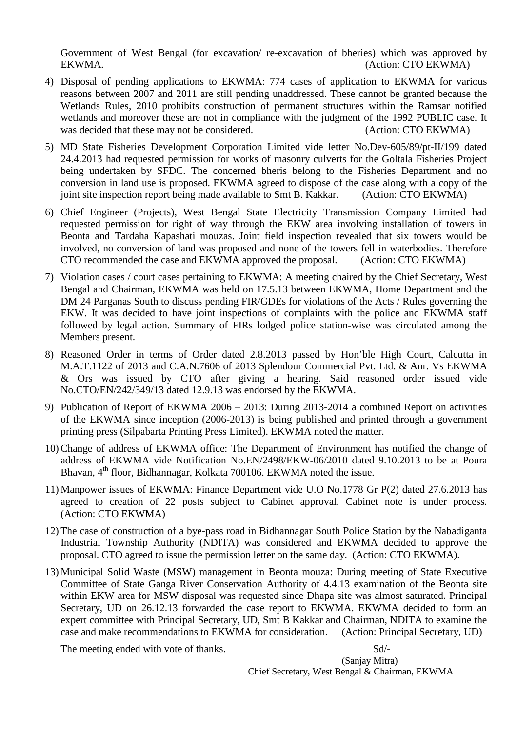Government of West Bengal (for excavation/ re-excavation of bheries) which was approved by EKWMA. (Action: CTO EKWMA)

4) Disposal of pending applications to EKWMA: 774 cases of application to EKWMA for various reasons between 2007 and 2011 are still pending unaddressed. These cannot be granted because the Wetlands Rules, 2010 prohibits construction of permanent structures within the Ramsar notified wetlands and moreover these are not in compliance with the judgment of the 1992 PUBLIC case. It was decided that these may not be considered. (Action: CTO EKWMA)

5) MD State Fisheries Development Corporation Limited vide letter No.Dev-605/89/pt-II/199 dated 24.4.2013 had requested permission for works of masonry culverts for the Goltala Fisheries Project being undertaken by SFDC. The concerned bheris belong to the Fisheries Department and no conversion in land use is proposed. EKWMA agreed to dispose of the case along with a copy of the joint site inspection report being made available to Smt B. Kakkar. (Action: CTO EKWMA)

6) Chief Engineer (Projects), West Bengal State Electricity Transmission Company Limited had requested permission for right of way through the EKW area involving installation of towers in Beonta and Tardaha Kapashati mouzas. Joint field inspection revealed that six towers would be involved, no conversion of land was proposed and none of the towers fell in waterbodies. Therefore CTO recommended the case and EKWMA approved the proposal. (Action: CTO EKWMA)

7) Violation cases / court cases pertaining to EKWMA: A meeting chaired by the Chief Secretary, West Bengal and Chairman, EKWMA was held on 17.5.13 between EKWMA, Home Department and the DM 24 Parganas South to discuss pending FIR/GDEs for violations of the Acts / Rules governing the EKW. It was decided to have joint inspections of complaints with the police and EKWMA staff followed by legal action. Summary of FIRs lodged police station-wise was circulated among the Members present.

8) Reasoned Order in terms of Order dated 2.8.2013 passed by Hon'ble High Court, Calcutta in M.A.T.1122 of 2013 and C.A.N.7606 of 2013 Splendour Commercial Pvt. Ltd. & Anr. Vs EKWMA & Ors was issued by CTO after giving a hearing. Said reasoned order issued vide No.CTO/EN/242/349/13 dated 12.9.13 was endorsed by the EKWMA.

9) Publication of Report of EKWMA 2006 – 2013: During 2013-2014 a combined Report on activities of the EKWMA since inception (2006-2013) is being published and printed through a government printing press (Silpabarta Printing Press Limited). EKWMA noted the matter.

10) Change of address of EKWMA office: The Department of Environment has notified the change of address of EKWMA vide Notification No.EN/2498/EKW-06/2010 dated 9.10.2013 to be at Poura Bhavan, 4th floor, Bidhannagar, Kolkata 700106. EKWMA noted the issue.

11) Manpower issues of EKWMA: Finance Department vide U.O No.1778 Gr P(2) dated 27.6.2013 has agreed to creation of 22 posts subject to Cabinet approval. Cabinet note is under process. (Action: CTO EKWMA)

12) The case of construction of a bye-pass road in Bidhannagar South Police Station by the Nabadiganta Industrial Township Authority (NDITA) was considered and EKWMA decided to approve the proposal. CTO agreed to issue the permission letter on the same day. (Action: CTO EKWMA).

13) Municipal Solid Waste (MSW) management in Beonta mouza: During meeting of State Executive Committee of State Ganga River Conservation Authority of 4.4.13 examination of the Beonta site within EKW area for MSW disposal was requested since Dhapa site was almost saturated. Principal Secretary, UD on 26.12.13 forwarded the case report to EKWMA. EKWMA decided to form an expert committee with Principal Secretary, UD, Smt B Kakkar and Chairman, NDITA to examine the case and make recommendations to EKWMA for consideration. (Action: Principal Secretary, UD)

The meeting ended with vote of thanks.

Sd/-

(Sanjay Mitra)

Chief Secretary, West Bengal & Chairman, EKWMA